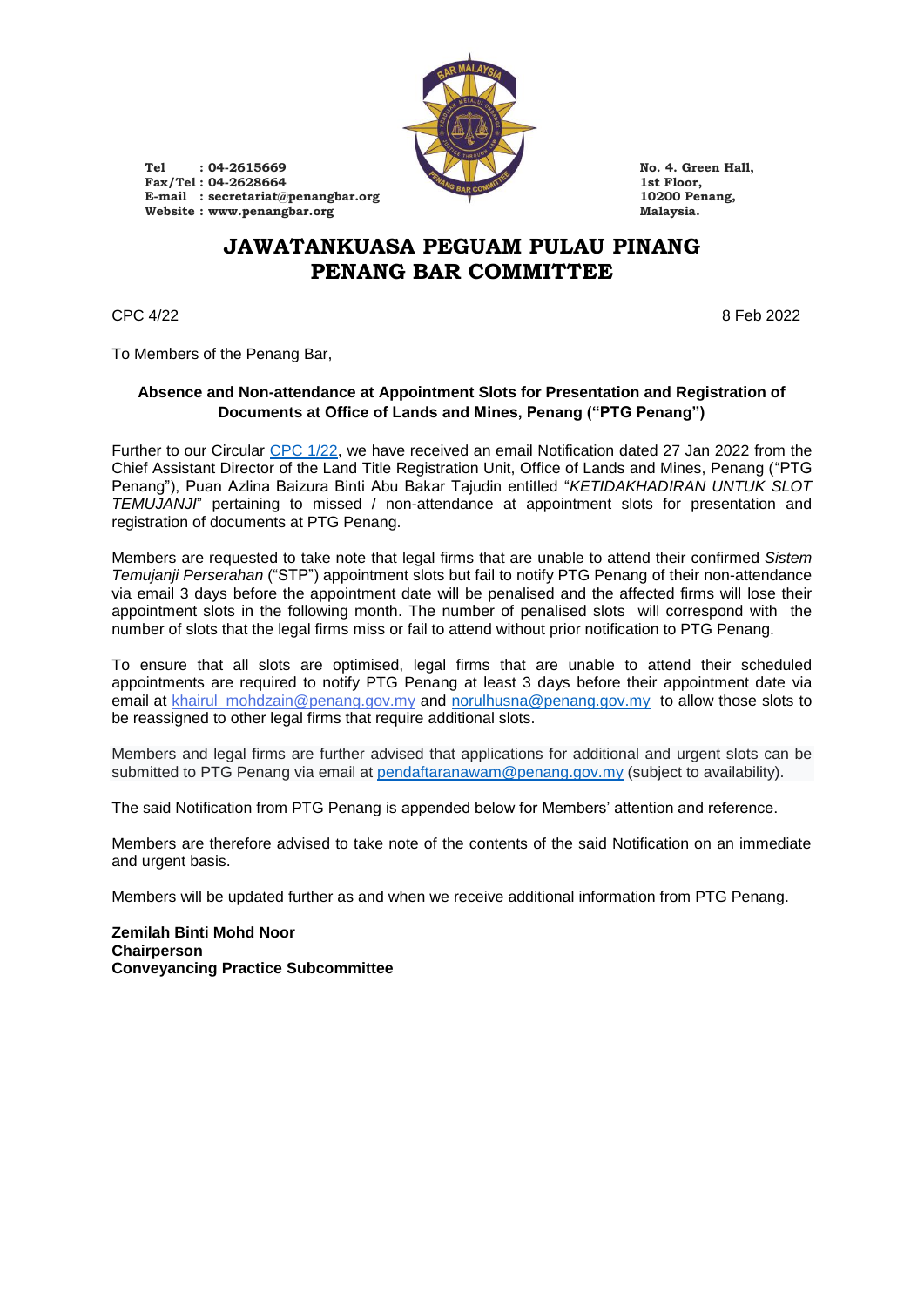Tel : 04-2615669
Fax/Tel : 04-2628664
E-mail : secretariat@penangbar.org
Website : www.penangbar.org

No. 4. Green Hall,
1st Floor,
10200 Penang,
Malaysia.

# JAWATANKUASA PEGUAM PULAU PINANG
# PENANG BAR COMMITTEE

CPC 4/22

8 Feb 2022

To Members of the Penang Bar,

**Absence and Non-attendance at Appointment Slots for Presentation and Registration of Documents at Office of Lands and Mines, Penang ("PTG Penang")**

Further to our Circular CPC 1/22, we have received an email Notification dated 27 Jan 2022 from the Chief Assistant Director of the Land Title Registration Unit, Office of Lands and Mines, Penang ("PTG Penang"), Puan Azlina Baizura Binti Abu Bakar Tajudin entitled "*KETIDAKHADIRAN UNTUK SLOT TEMUJANJI*" pertaining to missed / non-attendance at appointment slots for presentation and registration of documents at PTG Penang.

Members are requested to take note that legal firms that are unable to attend their confirmed *Sistem Temujanji Perserahan* ("STP") appointment slots but fail to notify PTG Penang of their non-attendance via email 3 days before the appointment date will be penalised and the affected firms will lose their appointment slots in the following month. The number of penalised slots will correspond with the number of slots that the legal firms miss or fail to attend without prior notification to PTG Penang.

To ensure that all slots are optimised, legal firms that are unable to attend their scheduled appointments are required to notify PTG Penang at least 3 days before their appointment date via email at khairul_mohdzain@penang.gov.my and norulhusna@penang.gov.my to allow those slots to be reassigned to other legal firms that require additional slots.

Members and legal firms are further advised that applications for additional and urgent slots can be submitted to PTG Penang via email at pendaftaranawam@penang.gov.my (subject to availability).

The said Notification from PTG Penang is appended below for Members' attention and reference.

Members are therefore advised to take note of the contents of the said Notification on an immediate and urgent basis.

Members will be updated further as and when we receive additional information from PTG Penang.

**Zemilah Binti Mohd Noor**
**Chairperson**
**Conveyancing Practice Subcommittee**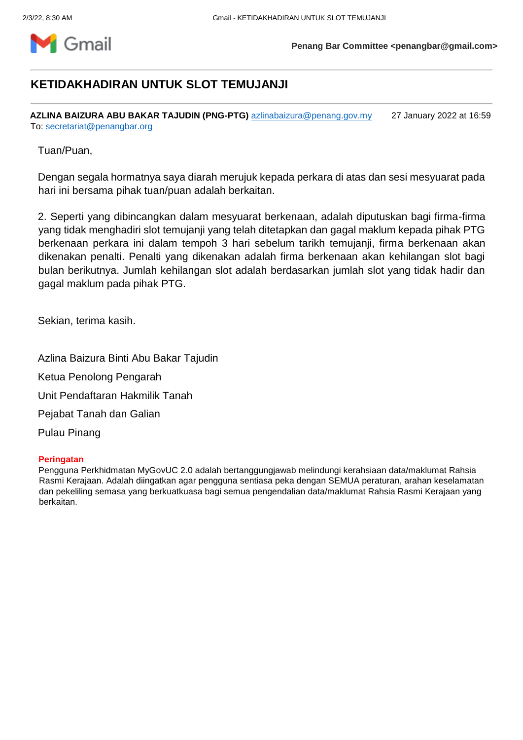Penang Bar Committee <penangbar@gmail.com>

# KETIDAKHADIRAN UNTUK SLOT TEMUJANJI

**AZLINA BAIZURA ABU BAKAR TAJUDIN (PNG-PTG)** azlinabaizura@penang.gov.my — 27 January 2022 at 16:59
To: secretariat@penangbar.org

Tuan/Puan,

Dengan segala hormatnya saya diarah merujuk kepada perkara di atas dan sesi mesyuarat pada hari ini bersama pihak tuan/puan adalah berkaitan.

2. Seperti yang dibincangkan dalam mesyuarat berkenaan, adalah diputuskan bagi firma-firma yang tidak menghadiri slot temujanji yang telah ditetapkan dan gagal maklum kepada pihak PTG berkenaan perkara ini dalam tempoh 3 hari sebelum tarikh temujanji, firma berkenaan akan dikenakan penalti. Penalti yang dikenakan adalah firma berkenaan akan kehilangan slot bagi bulan berikutnya. Jumlah kehilangan slot adalah berdasarkan jumlah slot yang tidak hadir dan gagal maklum pada pihak PTG.

Sekian, terima kasih.

Azlina Baizura Binti Abu Bakar Tajudin

Ketua Penolong Pengarah

Unit Pendaftaran Hakmilik Tanah

Pejabat Tanah dan Galian

Pulau Pinang

**Peringatan**

Pengguna Perkhidmatan MyGovUC 2.0 adalah bertanggungjawab melindungi kerahsiaan data/maklumat Rahsia Rasmi Kerajaan. Adalah diingatkan agar pengguna sentiasa peka dengan SEMUA peraturan, arahan keselamatan dan pekeliling semasa yang berkuatkuasa bagi semua pengendalian data/maklumat Rahsia Rasmi Kerajaan yang berkaitan.